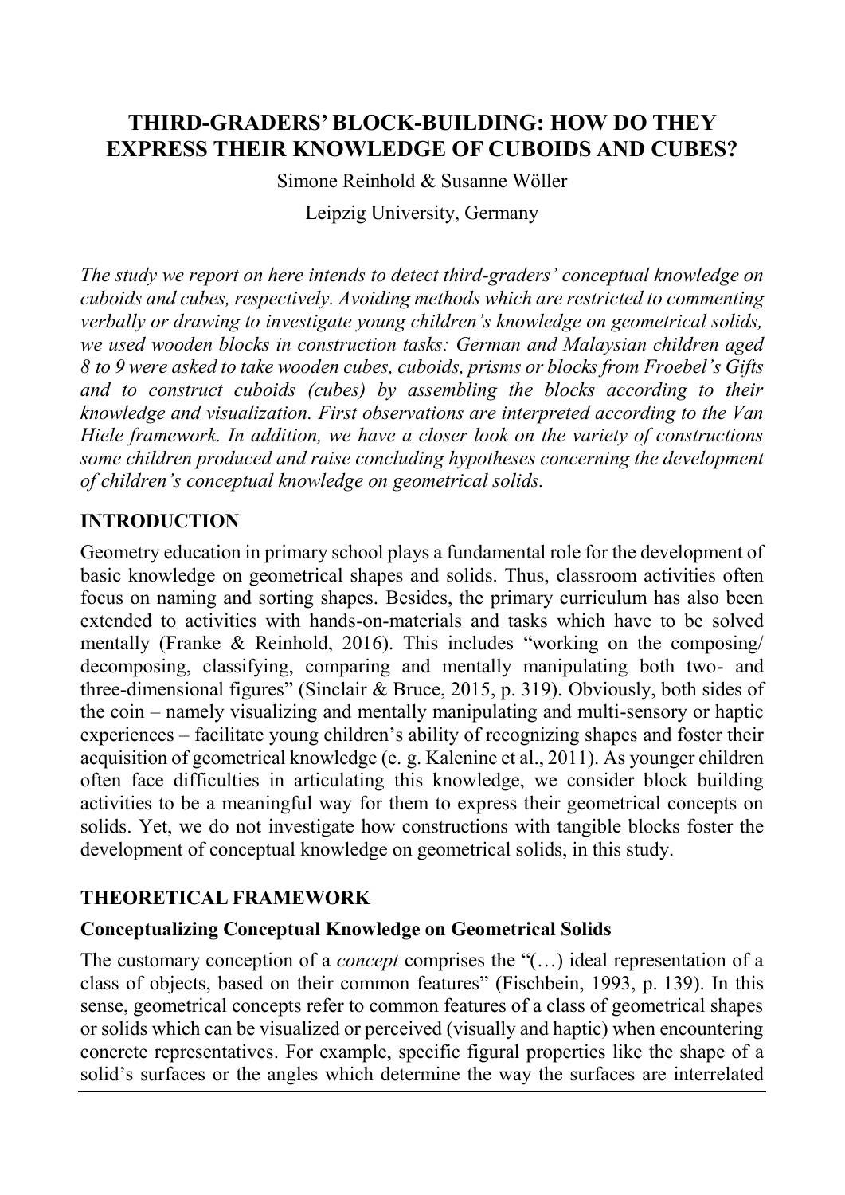# THIRD-GRADERS' BLOCK-BUILDING: HOW DO THEY EXPRESS THEIR KNOWLEDGE OF CUBOIDS AND CUBES?

Simone Reinhold & Susanne Wöller

Leipzig University, Germany

*The study we report on here intends to detect third-graders' conceptual knowledge on cuboids and cubes, respectively. Avoiding methods which are restricted to commenting verbally or drawing to investigate young children's knowledge on geometrical solids, we used wooden blocks in construction tasks: German and Malaysian children aged 8 to 9 were asked to take wooden cubes, cuboids, prisms or blocks from Froebel's Gifts and to construct cuboids (cubes) by assembling the blocks according to their knowledge and visualization. First observations are interpreted according to the Van Hiele framework. In addition, we have a closer look on the variety of constructions some children produced and raise concluding hypotheses concerning the development of children's conceptual knowledge on geometrical solids.*

## INTRODUCTION

Geometry education in primary school plays a fundamental role for the development of basic knowledge on geometrical shapes and solids. Thus, classroom activities often focus on naming and sorting shapes. Besides, the primary curriculum has also been extended to activities with hands-on-materials and tasks which have to be solved mentally (Franke & Reinhold, 2016). This includes "working on the composing/ decomposing, classifying, comparing and mentally manipulating both two- and three-dimensional figures" (Sinclair & Bruce, 2015, p. 319). Obviously, both sides of the coin – namely visualizing and mentally manipulating and multi-sensory or haptic experiences – facilitate young children's ability of recognizing shapes and foster their acquisition of geometrical knowledge (e. g. Kalenine et al., 2011). As younger children often face difficulties in articulating this knowledge, we consider block building activities to be a meaningful way for them to express their geometrical concepts on solids. Yet, we do not investigate how constructions with tangible blocks foster the development of conceptual knowledge on geometrical solids, in this study.

## THEORETICAL FRAMEWORK

### Conceptualizing Conceptual Knowledge on Geometrical Solids

The customary conception of a *concept* comprises the "(…) ideal representation of a class of objects, based on their common features" (Fischbein, 1993, p. 139). In this sense, geometrical concepts refer to common features of a class of geometrical shapes or solids which can be visualized or perceived (visually and haptic) when encountering concrete representatives. For example, specific figural properties like the shape of a solid's surfaces or the angles which determine the way the surfaces are interrelated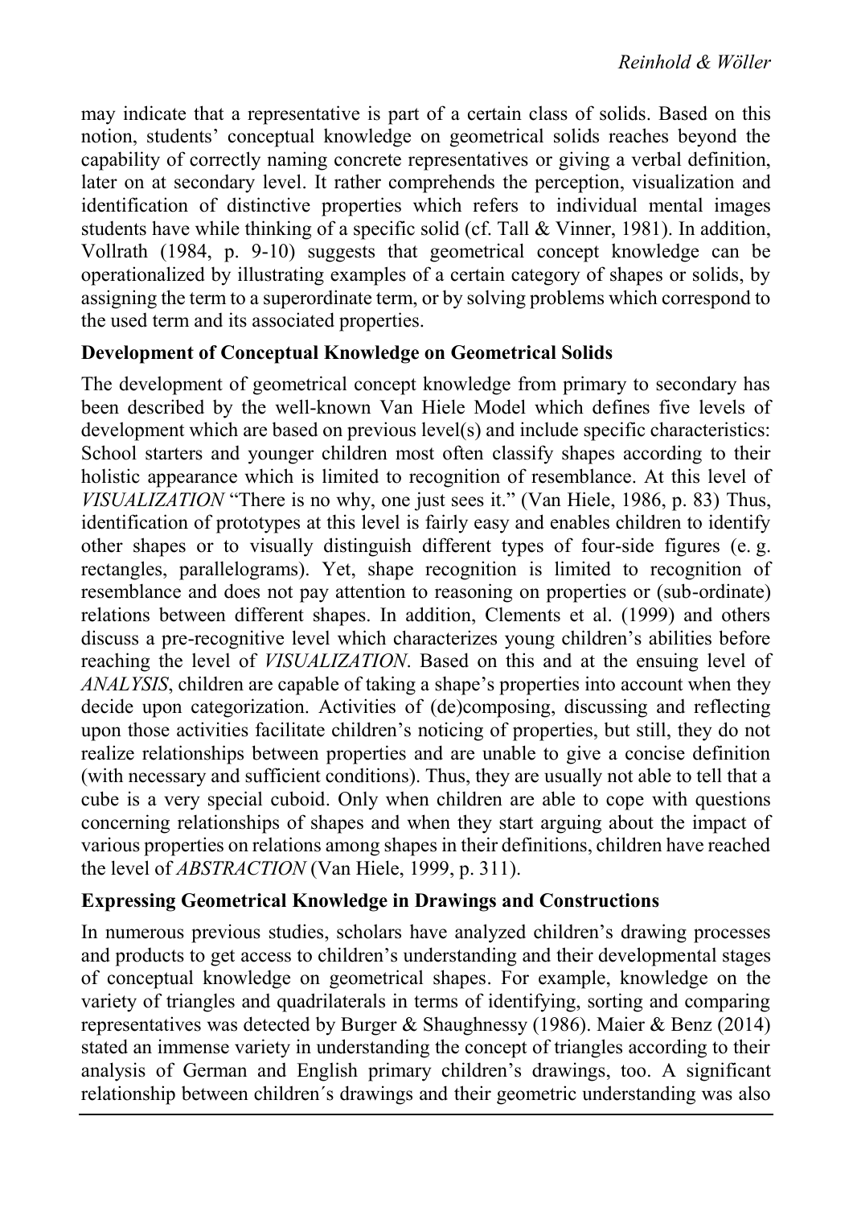may indicate that a representative is part of a certain class of solids. Based on this notion, students' conceptual knowledge on geometrical solids reaches beyond the capability of correctly naming concrete representatives or giving a verbal definition, later on at secondary level. It rather comprehends the perception, visualization and identification of distinctive properties which refers to individual mental images students have while thinking of a specific solid (cf. Tall & Vinner, 1981). In addition, Vollrath (1984, p. 9-10) suggests that geometrical concept knowledge can be operationalized by illustrating examples of a certain category of shapes or solids, by assigning the term to a superordinate term, or by solving problems which correspond to the used term and its associated properties.

**Development of Conceptual Knowledge on Geometrical Solids**

The development of geometrical concept knowledge from primary to secondary has been described by the well-known Van Hiele Model which defines five levels of development which are based on previous level(s) and include specific characteristics: School starters and younger children most often classify shapes according to their holistic appearance which is limited to recognition of resemblance. At this level of *VISUALIZATION* "There is no why, one just sees it." (Van Hiele, 1986, p. 83) Thus, identification of prototypes at this level is fairly easy and enables children to identify other shapes or to visually distinguish different types of four-side figures (e. g. rectangles, parallelograms). Yet, shape recognition is limited to recognition of resemblance and does not pay attention to reasoning on properties or (sub-ordinate) relations between different shapes. In addition, Clements et al. (1999) and others discuss a pre-recognitive level which characterizes young children's abilities before reaching the level of *VISUALIZATION*. Based on this and at the ensuing level of *ANALYSIS*, children are capable of taking a shape's properties into account when they decide upon categorization. Activities of (de)composing, discussing and reflecting upon those activities facilitate children's noticing of properties, but still, they do not realize relationships between properties and are unable to give a concise definition (with necessary and sufficient conditions). Thus, they are usually not able to tell that a cube is a very special cuboid. Only when children are able to cope with questions concerning relationships of shapes and when they start arguing about the impact of various properties on relations among shapes in their definitions, children have reached the level of *ABSTRACTION* (Van Hiele, 1999, p. 311).

**Expressing Geometrical Knowledge in Drawings and Constructions**

In numerous previous studies, scholars have analyzed children's drawing processes and products to get access to children's understanding and their developmental stages of conceptual knowledge on geometrical shapes. For example, knowledge on the variety of triangles and quadrilaterals in terms of identifying, sorting and comparing representatives was detected by Burger & Shaughnessy (1986). Maier & Benz (2014) stated an immense variety in understanding the concept of triangles according to their analysis of German and English primary children's drawings, too. A significant relationship between children´s drawings and their geometric understanding was also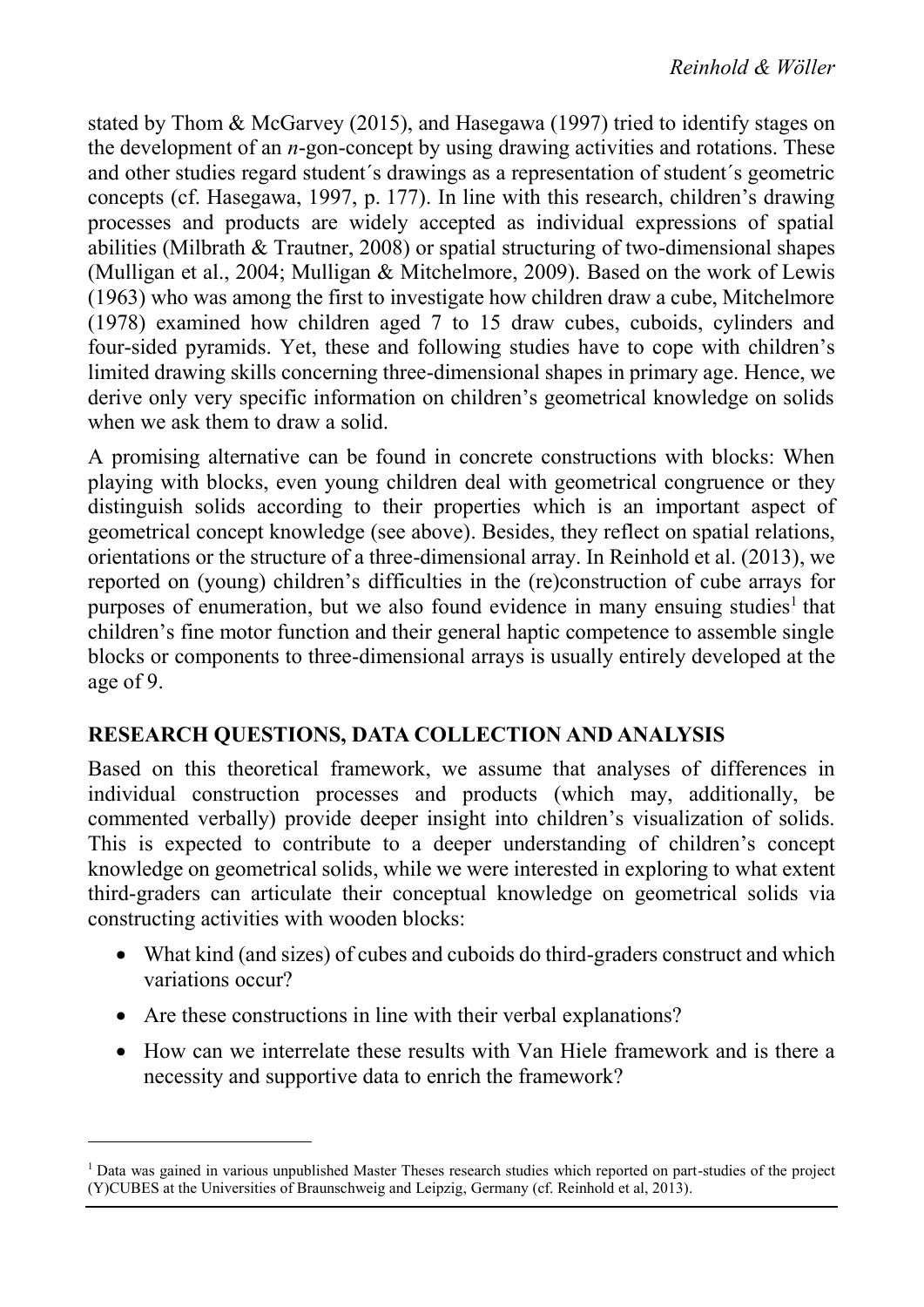stated by Thom & McGarvey (2015), and Hasegawa (1997) tried to identify stages on the development of an *n*-gon-concept by using drawing activities and rotations. These and other studies regard student´s drawings as a representation of student´s geometric concepts (cf. Hasegawa, 1997, p. 177). In line with this research, children's drawing processes and products are widely accepted as individual expressions of spatial abilities (Milbrath & Trautner, 2008) or spatial structuring of two-dimensional shapes (Mulligan et al., 2004; Mulligan & Mitchelmore, 2009). Based on the work of Lewis (1963) who was among the first to investigate how children draw a cube, Mitchelmore (1978) examined how children aged 7 to 15 draw cubes, cuboids, cylinders and four-sided pyramids. Yet, these and following studies have to cope with children's limited drawing skills concerning three-dimensional shapes in primary age. Hence, we derive only very specific information on children's geometrical knowledge on solids when we ask them to draw a solid.

A promising alternative can be found in concrete constructions with blocks: When playing with blocks, even young children deal with geometrical congruence or they distinguish solids according to their properties which is an important aspect of geometrical concept knowledge (see above). Besides, they reflect on spatial relations, orientations or the structure of a three-dimensional array. In Reinhold et al. (2013), we reported on (young) children's difficulties in the (re)construction of cube arrays for purposes of enumeration, but we also found evidence in many ensuing studies[1] that children's fine motor function and their general haptic competence to assemble single blocks or components to three-dimensional arrays is usually entirely developed at the age of 9.

## RESEARCH QUESTIONS, DATA COLLECTION AND ANALYSIS

Based on this theoretical framework, we assume that analyses of differences in individual construction processes and products (which may, additionally, be commented verbally) provide deeper insight into children's visualization of solids. This is expected to contribute to a deeper understanding of children's concept knowledge on geometrical solids, while we were interested in exploring to what extent third-graders can articulate their conceptual knowledge on geometrical solids via constructing activities with wooden blocks:

- What kind (and sizes) of cubes and cuboids do third-graders construct and which variations occur?
- Are these constructions in line with their verbal explanations?
- How can we interrelate these results with Van Hiele framework and is there a necessity and supportive data to enrich the framework?

[1] Data was gained in various unpublished Master Theses research studies which reported on part-studies of the project (Y)CUBES at the Universities of Braunschweig and Leipzig, Germany (cf. Reinhold et al, 2013).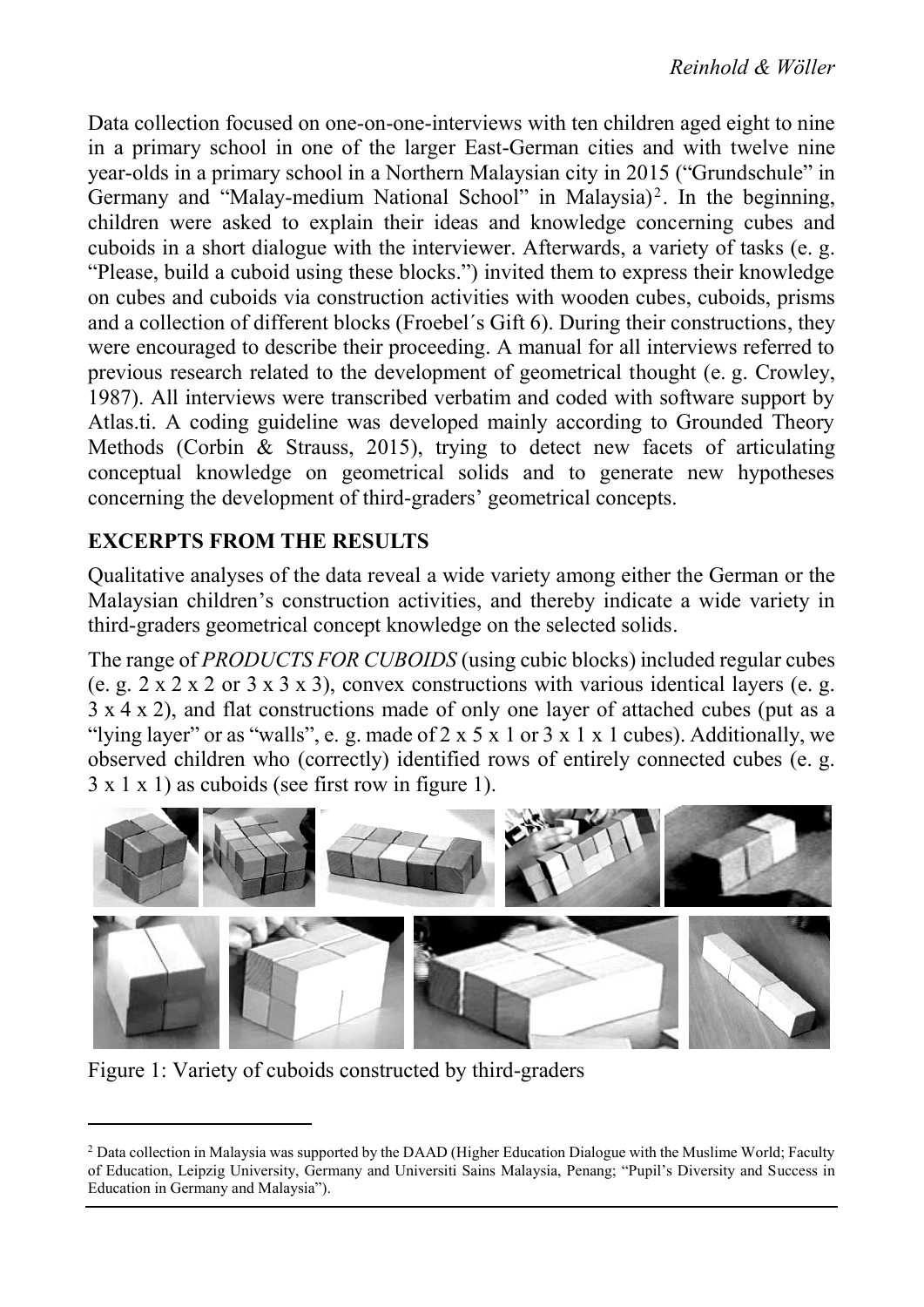Data collection focused on one-on-one-interviews with ten children aged eight to nine in a primary school in one of the larger East-German cities and with twelve nine year-olds in a primary school in a Northern Malaysian city in 2015 ("Grundschule" in Germany and "Malay-medium National School" in Malaysia)[2]. In the beginning, children were asked to explain their ideas and knowledge concerning cubes and cuboids in a short dialogue with the interviewer. Afterwards, a variety of tasks (e. g. "Please, build a cuboid using these blocks.") invited them to express their knowledge on cubes and cuboids via construction activities with wooden cubes, cuboids, prisms and a collection of different blocks (Froebel´s Gift 6). During their constructions, they were encouraged to describe their proceeding. A manual for all interviews referred to previous research related to the development of geometrical thought (e. g. Crowley, 1987). All interviews were transcribed verbatim and coded with software support by Atlas.ti. A coding guideline was developed mainly according to Grounded Theory Methods (Corbin & Strauss, 2015), trying to detect new facets of articulating conceptual knowledge on geometrical solids and to generate new hypotheses concerning the development of third-graders' geometrical concepts.

## EXCERPTS FROM THE RESULTS

Qualitative analyses of the data reveal a wide variety among either the German or the Malaysian children's construction activities, and thereby indicate a wide variety in third-graders geometrical concept knowledge on the selected solids.

The range of *PRODUCTS FOR CUBOIDS* (using cubic blocks) included regular cubes (e. g. 2 x 2 x 2 or 3 x 3 x 3), convex constructions with various identical layers (e. g. 3 x 4 x 2), and flat constructions made of only one layer of attached cubes (put as a "lying layer" or as "walls", e. g. made of 2 x 5 x 1 or 3 x 1 x 1 cubes). Additionally, we observed children who (correctly) identified rows of entirely connected cubes (e. g. 3 x 1 x 1) as cuboids (see first row in figure 1).

Figure 1: Variety of cuboids constructed by third-graders

[2] Data collection in Malaysia was supported by the DAAD (Higher Education Dialogue with the Muslime World; Faculty of Education, Leipzig University, Germany and Universiti Sains Malaysia, Penang; "Pupil's Diversity and Success in Education in Germany and Malaysia").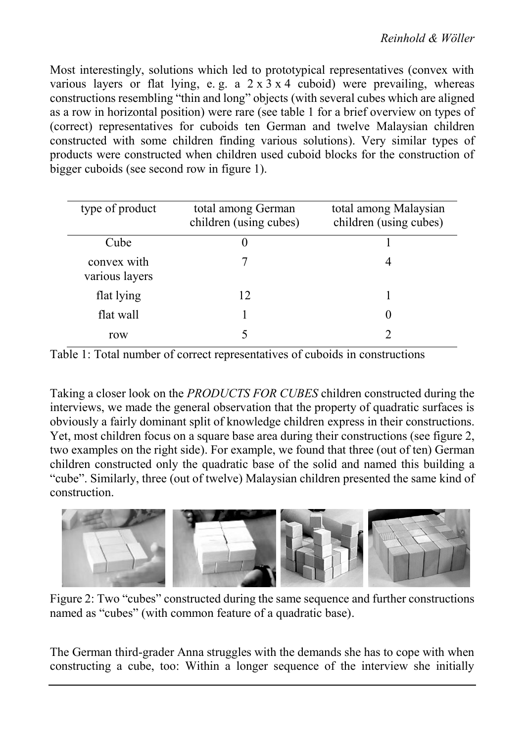Most interestingly, solutions which led to prototypical representatives (convex with various layers or flat lying, e. g. a 2 x 3 x 4 cuboid) were prevailing, whereas constructions resembling "thin and long" objects (with several cubes which are aligned as a row in horizontal position) were rare (see table 1 for a brief overview on types of (correct) representatives for cuboids ten German and twelve Malaysian children constructed with some children finding various solutions). Very similar types of products were constructed when children used cuboid blocks for the construction of bigger cuboids (see second row in figure 1).

| type of product | total among German children (using cubes) | total among Malaysian children (using cubes) |
|---|---|---|
| Cube | 0 | 1 |
| convex with various layers | 7 | 4 |
| flat lying | 12 | 1 |
| flat wall | 1 | 0 |
| row | 5 | 2 |

Table 1: Total number of correct representatives of cuboids in constructions

Taking a closer look on the *PRODUCTS FOR CUBES* children constructed during the interviews, we made the general observation that the property of quadratic surfaces is obviously a fairly dominant split of knowledge children express in their constructions. Yet, most children focus on a square base area during their constructions (see figure 2, two examples on the right side). For example, we found that three (out of ten) German children constructed only the quadratic base of the solid and named this building a "cube". Similarly, three (out of twelve) Malaysian children presented the same kind of construction.

Figure 2: Two "cubes" constructed during the same sequence and further constructions named as "cubes" (with common feature of a quadratic base).

The German third-grader Anna struggles with the demands she has to cope with when constructing a cube, too: Within a longer sequence of the interview she initially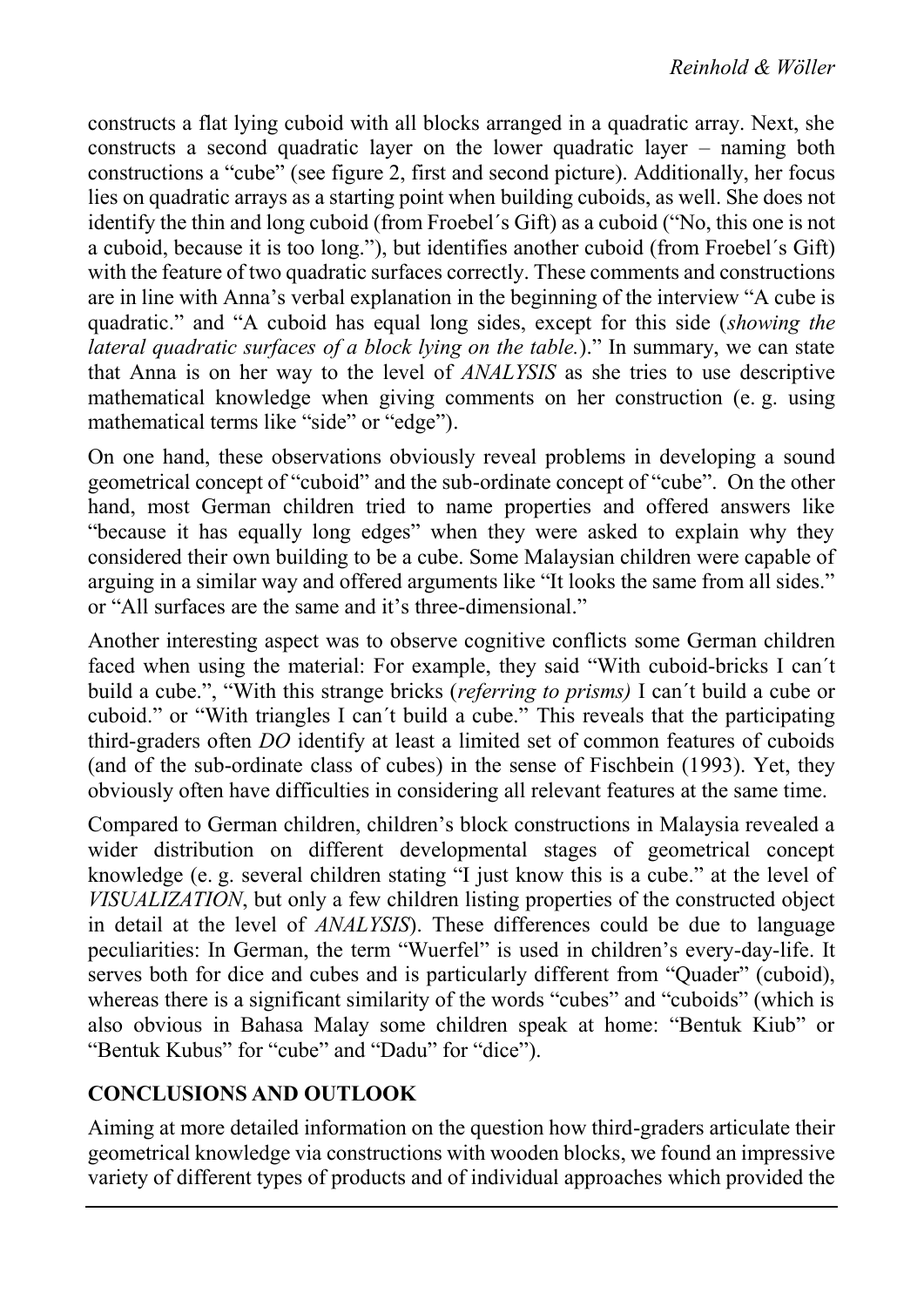constructs a flat lying cuboid with all blocks arranged in a quadratic array. Next, she constructs a second quadratic layer on the lower quadratic layer – naming both constructions a "cube" (see figure 2, first and second picture). Additionally, her focus lies on quadratic arrays as a starting point when building cuboids, as well. She does not identify the thin and long cuboid (from Froebel´s Gift) as a cuboid ("No, this one is not a cuboid, because it is too long."), but identifies another cuboid (from Froebel´s Gift) with the feature of two quadratic surfaces correctly. These comments and constructions are in line with Anna's verbal explanation in the beginning of the interview "A cube is quadratic." and "A cuboid has equal long sides, except for this side (*showing the lateral quadratic surfaces of a block lying on the table.*)." In summary, we can state that Anna is on her way to the level of *ANALYSIS* as she tries to use descriptive mathematical knowledge when giving comments on her construction (e. g. using mathematical terms like "side" or "edge").

On one hand, these observations obviously reveal problems in developing a sound geometrical concept of "cuboid" and the sub-ordinate concept of "cube". On the other hand, most German children tried to name properties and offered answers like "because it has equally long edges" when they were asked to explain why they considered their own building to be a cube. Some Malaysian children were capable of arguing in a similar way and offered arguments like "It looks the same from all sides." or "All surfaces are the same and it's three-dimensional."

Another interesting aspect was to observe cognitive conflicts some German children faced when using the material: For example, they said "With cuboid-bricks I can´t build a cube.", "With this strange bricks (*referring to prisms)* I can´t build a cube or cuboid." or "With triangles I can´t build a cube." This reveals that the participating third-graders often *DO* identify at least a limited set of common features of cuboids (and of the sub-ordinate class of cubes) in the sense of Fischbein (1993). Yet, they obviously often have difficulties in considering all relevant features at the same time.

Compared to German children, children's block constructions in Malaysia revealed a wider distribution on different developmental stages of geometrical concept knowledge (e. g. several children stating "I just know this is a cube." at the level of *VISUALIZATION*, but only a few children listing properties of the constructed object in detail at the level of *ANALYSIS*). These differences could be due to language peculiarities: In German, the term "Wuerfel" is used in children's every-day-life. It serves both for dice and cubes and is particularly different from "Quader" (cuboid), whereas there is a significant similarity of the words "cubes" and "cuboids" (which is also obvious in Bahasa Malay some children speak at home: "Bentuk Kiub" or "Bentuk Kubus" for "cube" and "Dadu" for "dice").

## CONCLUSIONS AND OUTLOOK

Aiming at more detailed information on the question how third-graders articulate their geometrical knowledge via constructions with wooden blocks, we found an impressive variety of different types of products and of individual approaches which provided the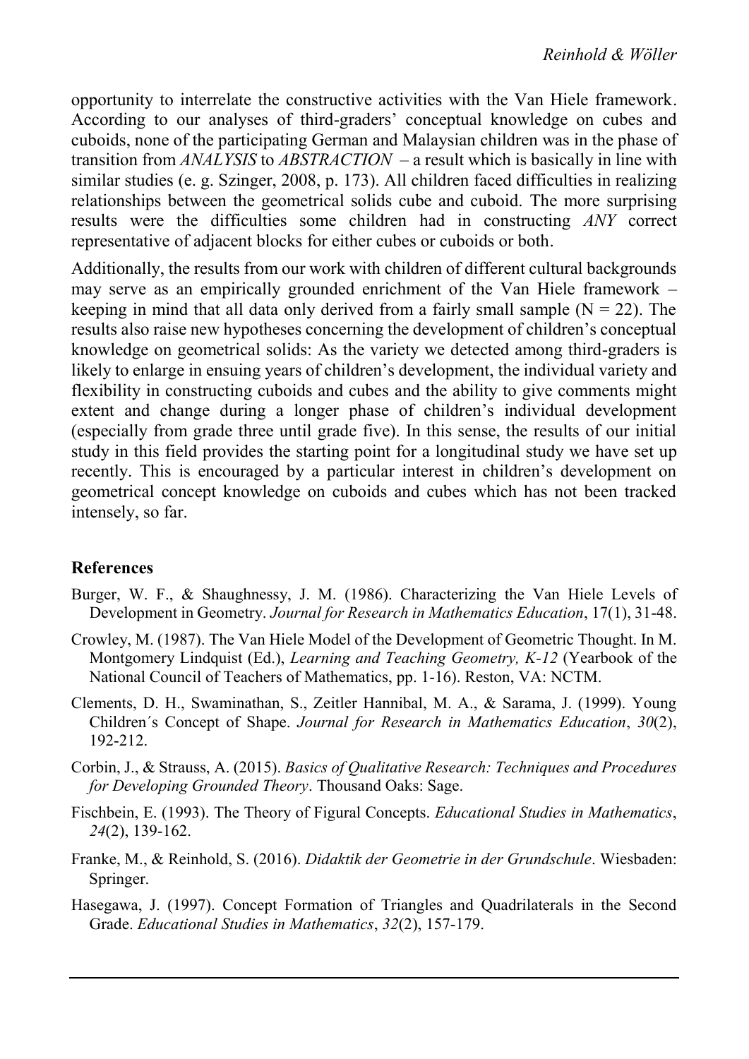opportunity to interrelate the constructive activities with the Van Hiele framework. According to our analyses of third-graders' conceptual knowledge on cubes and cuboids, none of the participating German and Malaysian children was in the phase of transition from *ANALYSIS* to *ABSTRACTION* – a result which is basically in line with similar studies (e. g. Szinger, 2008, p. 173). All children faced difficulties in realizing relationships between the geometrical solids cube and cuboid. The more surprising results were the difficulties some children had in constructing *ANY* correct representative of adjacent blocks for either cubes or cuboids or both.

Additionally, the results from our work with children of different cultural backgrounds may serve as an empirically grounded enrichment of the Van Hiele framework – keeping in mind that all data only derived from a fairly small sample ($N = 22$). The results also raise new hypotheses concerning the development of children's conceptual knowledge on geometrical solids: As the variety we detected among third-graders is likely to enlarge in ensuing years of children's development, the individual variety and flexibility in constructing cuboids and cubes and the ability to give comments might extent and change during a longer phase of children's individual development (especially from grade three until grade five). In this sense, the results of our initial study in this field provides the starting point for a longitudinal study we have set up recently. This is encouraged by a particular interest in children's development on geometrical concept knowledge on cuboids and cubes which has not been tracked intensely, so far.

## References

Burger, W. F., & Shaughnessy, J. M. (1986). Characterizing the Van Hiele Levels of Development in Geometry. *Journal for Research in Mathematics Education*, 17(1), 31-48.

Crowley, M. (1987). The Van Hiele Model of the Development of Geometric Thought. In M. Montgomery Lindquist (Ed.), *Learning and Teaching Geometry, K-12* (Yearbook of the National Council of Teachers of Mathematics, pp. 1-16). Reston, VA: NCTM.

Clements, D. H., Swaminathan, S., Zeitler Hannibal, M. A., & Sarama, J. (1999). Young Children´s Concept of Shape. *Journal for Research in Mathematics Education*, *30*(2), 192-212.

Corbin, J., & Strauss, A. (2015). *Basics of Qualitative Research: Techniques and Procedures for Developing Grounded Theory*. Thousand Oaks: Sage.

Fischbein, E. (1993). The Theory of Figural Concepts. *Educational Studies in Mathematics*, *24*(2), 139-162.

Franke, M., & Reinhold, S. (2016). *Didaktik der Geometrie in der Grundschule*. Wiesbaden: Springer.

Hasegawa, J. (1997). Concept Formation of Triangles and Quadrilaterals in the Second Grade. *Educational Studies in Mathematics*, *32*(2), 157-179.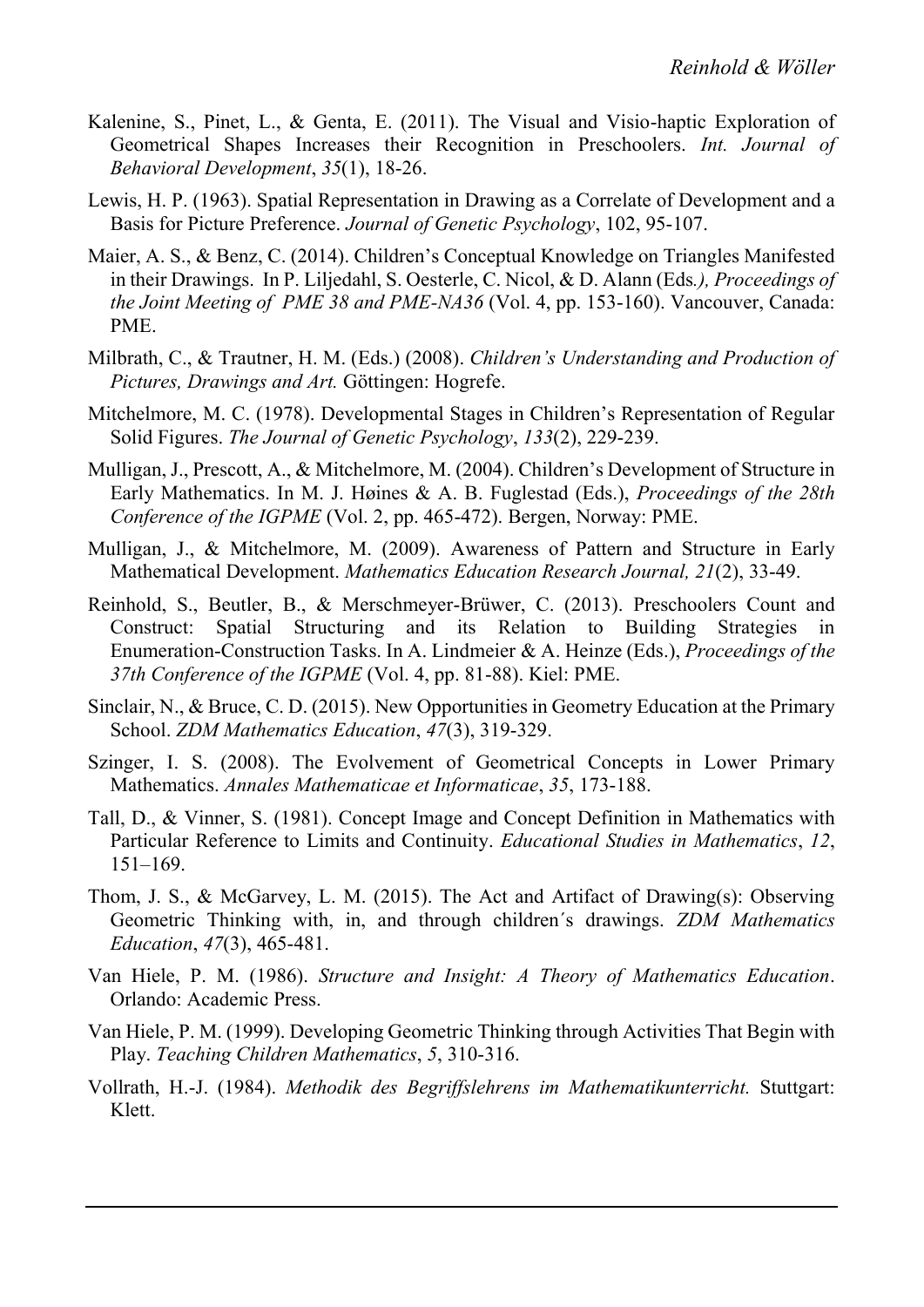Kalenine, S., Pinet, L., & Genta, E. (2011). The Visual and Visio-haptic Exploration of Geometrical Shapes Increases their Recognition in Preschoolers. *Int. Journal of Behavioral Development*, *35*(1), 18-26.

Lewis, H. P. (1963). Spatial Representation in Drawing as a Correlate of Development and a Basis for Picture Preference. *Journal of Genetic Psychology*, 102, 95-107.

Maier, A. S., & Benz, C. (2014). Children's Conceptual Knowledge on Triangles Manifested in their Drawings. In P. Liljedahl, S. Oesterle, C. Nicol, & D. Alann (Eds*.), Proceedings of the Joint Meeting of PME 38 and PME-NA36* (Vol. 4, pp. 153-160). Vancouver, Canada: PME.

Milbrath, C., & Trautner, H. M. (Eds.) (2008). *Children's Understanding and Production of Pictures, Drawings and Art.* Göttingen: Hogrefe.

Mitchelmore, M. C. (1978). Developmental Stages in Children's Representation of Regular Solid Figures. *The Journal of Genetic Psychology*, *133*(2), 229-239.

Mulligan, J., Prescott, A., & Mitchelmore, M. (2004). Children's Development of Structure in Early Mathematics. In M. J. Høines & A. B. Fuglestad (Eds.), *Proceedings of the 28th Conference of the IGPME* (Vol. 2, pp. 465-472). Bergen, Norway: PME.

Mulligan, J., & Mitchelmore, M. (2009). Awareness of Pattern and Structure in Early Mathematical Development. *Mathematics Education Research Journal, 21*(2), 33-49.

Reinhold, S., Beutler, B., & Merschmeyer-Brüwer, C. (2013). Preschoolers Count and Construct: Spatial Structuring and its Relation to Building Strategies in Enumeration-Construction Tasks. In A. Lindmeier & A. Heinze (Eds.), *Proceedings of the 37th Conference of the IGPME* (Vol. 4, pp. 81-88). Kiel: PME.

Sinclair, N., & Bruce, C. D. (2015). New Opportunities in Geometry Education at the Primary School. *ZDM Mathematics Education*, *47*(3), 319-329.

Szinger, I. S. (2008). The Evolvement of Geometrical Concepts in Lower Primary Mathematics. *Annales Mathematicae et Informaticae*, *35*, 173-188.

Tall, D., & Vinner, S. (1981). Concept Image and Concept Definition in Mathematics with Particular Reference to Limits and Continuity. *Educational Studies in Mathematics*, *12*, 151–169.

Thom, J. S., & McGarvey, L. M. (2015). The Act and Artifact of Drawing(s): Observing Geometric Thinking with, in, and through children´s drawings. *ZDM Mathematics Education*, *47*(3), 465-481.

Van Hiele, P. M. (1986). *Structure and Insight: A Theory of Mathematics Education*. Orlando: Academic Press.

Van Hiele, P. M. (1999). Developing Geometric Thinking through Activities That Begin with Play. *Teaching Children Mathematics*, *5*, 310-316.

Vollrath, H.-J. (1984). *Methodik des Begriffslehrens im Mathematikunterricht.* Stuttgart: Klett.